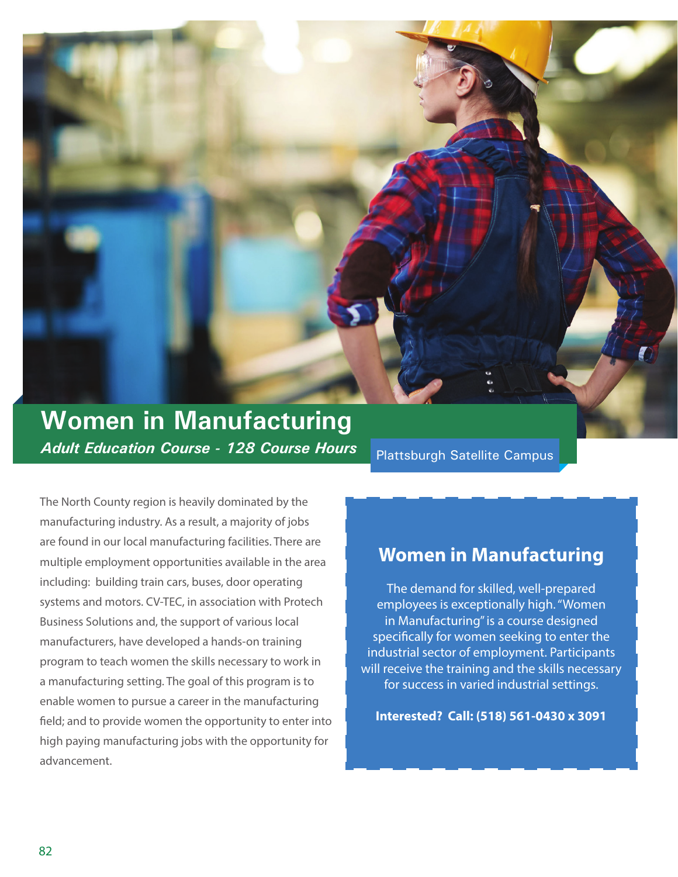# Women in Manufacturing

***Adult Education Course - 128 Course Hours***

Plattsburgh Satellite Campus

The North County region is heavily dominated by the manufacturing industry. As a result, a majority of jobs are found in our local manufacturing facilities. There are multiple employment opportunities available in the area including: building train cars, buses, door operating systems and motors. CV-TEC, in association with Protech Business Solutions and, the support of various local manufacturers, have developed a hands-on training program to teach women the skills necessary to work in a manufacturing setting. The goal of this program is to enable women to pursue a career in the manufacturing field; and to provide women the opportunity to enter into high paying manufacturing jobs with the opportunity for advancement.

## Women in Manufacturing

The demand for skilled, well-prepared employees is exceptionally high. "Women in Manufacturing" is a course designed specifically for women seeking to enter the industrial sector of employment. Participants will receive the training and the skills necessary for success in varied industrial settings.

**Interested? Call: (518) 561-0430 x 3091**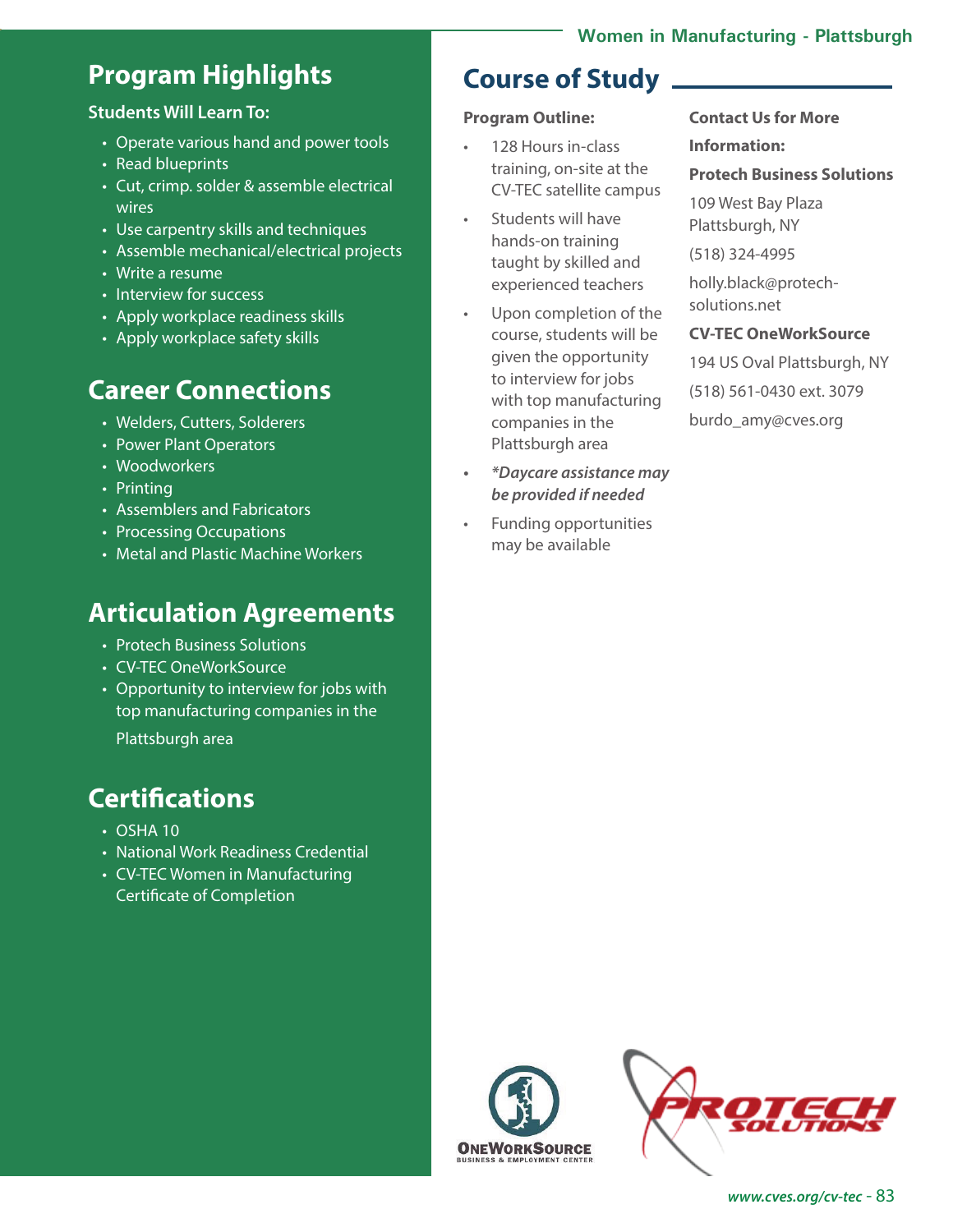## Program Highlights

**Students Will Learn To:**

- Operate various hand and power tools
- Read blueprints
- Cut, crimp. solder & assemble electrical wires
- Use carpentry skills and techniques
- Assemble mechanical/electrical projects
- Write a resume
- Interview for success
- Apply workplace readiness skills
- Apply workplace safety skills

## Career Connections

- Welders, Cutters, Solderers
- Power Plant Operators
- Woodworkers
- Printing
- Assemblers and Fabricators
- Processing Occupations
- Metal and Plastic Machine Workers

## Articulation Agreements

- Protech Business Solutions
- CV-TEC OneWorkSource
- Opportunity to interview for jobs with top manufacturing companies in the Plattsburgh area

## Certifications

- OSHA 10
- National Work Readiness Credential
- CV-TEC Women in Manufacturing Certificate of Completion

## Course of Study

**Program Outline:**

- 128 Hours in-class training, on-site at the CV-TEC satellite campus
- Students will have hands-on training taught by skilled and experienced teachers
- Upon completion of the course, students will be given the opportunity to interview for jobs with top manufacturing companies in the Plattsburgh area
- ***Daycare assistance may be provided if needed***
- Funding opportunities may be available

**Contact Us for More Information:**

**Protech Business Solutions**

109 West Bay Plaza
Plattsburgh, NY

(518) 324-4995

holly.black@protech-solutions.net

**CV-TEC OneWorkSource**

194 US Oval Plattsburgh, NY

(518) 561-0430 ext. 3079

burdo_amy@cves.org

ONEWORKSOURCE
BUSINESS & EMPLOYMENT CENTER

PROTECH SOLUTIONS